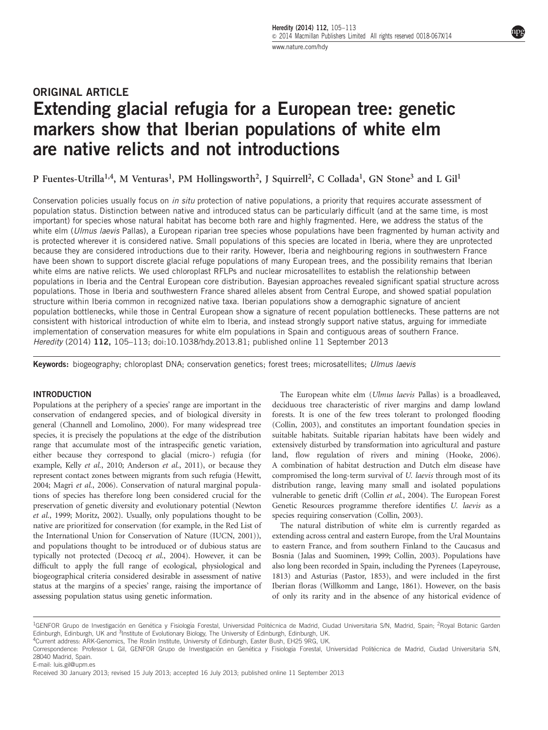ORIGINAL ARTICLE

# Extending glacial refugia for a European tree: genetic markers show that Iberian populations of white elm are native relicts and not introductions

P Fuentes-Utrilla[1,4], M Venturas[1], PM Hollingsworth[2], J Squirrell[2], C Collada[1], GN Stone[3] and L Gil[1]

Conservation policies usually focus on *in situ* protection of native populations, a priority that requires accurate assessment of population status. Distinction between native and introduced status can be particularly difficult (and at the same time, is most important) for species whose natural habitat has become both rare and highly fragmented. Here, we address the status of the white elm (*Ulmus laevis* Pallas), a European riparian tree species whose populations have been fragmented by human activity and is protected wherever it is considered native. Small populations of this species are located in Iberia, where they are unprotected because they are considered introductions due to their rarity. However, Iberia and neighbouring regions in southwestern France have been shown to support discrete glacial refuge populations of many European trees, and the possibility remains that Iberian white elms are native relicts. We used chloroplast RFLPs and nuclear microsatellites to establish the relationship between populations in Iberia and the Central European core distribution. Bayesian approaches revealed significant spatial structure across populations. Those in Iberia and southwestern France shared alleles absent from Central Europe, and showed spatial population structure within Iberia common in recognized native taxa. Iberian populations show a demographic signature of ancient population bottlenecks, while those in Central European show a signature of recent population bottlenecks. These patterns are not consistent with historical introduction of white elm to Iberia, and instead strongly support native status, arguing for immediate implementation of conservation measures for white elm populations in Spain and contiguous areas of southern France.
*Heredity* (2014) **112,** 105–113; doi:10.1038/hdy.2013.81; published online 11 September 2013

**Keywords:** biogeography; chloroplast DNA; conservation genetics; forest trees; microsatellites; *Ulmus laevis*

## INTRODUCTION

Populations at the periphery of a species' range are important in the conservation of endangered species, and of biological diversity in general (Channell and Lomolino, 2000). For many widespread tree species, it is precisely the populations at the edge of the distribution range that accumulate most of the intraspecific genetic variation, either because they correspond to glacial (micro-) refugia (for example, Kelly *et al*., 2010; Anderson *et al*., 2011), or because they represent contact zones between migrants from such refugia (Hewitt, 2004; Magri *et al*., 2006). Conservation of natural marginal populations of species has therefore long been considered crucial for the preservation of genetic diversity and evolutionary potential (Newton *et al*., 1999; Moritz, 2002). Usually, only populations thought to be native are prioritized for conservation (for example, in the Red List of the International Union for Conservation of Nature (IUCN, 2001)), and populations thought to be introduced or of dubious status are typically not protected (Decocq *et al*., 2004). However, it can be difficult to apply the full range of ecological, physiological and biogeographical criteria considered desirable in assessment of native status at the margins of a species' range, raising the importance of assessing population status using genetic information.

The European white elm (*Ulmus laevis* Pallas) is a broadleaved, deciduous tree characteristic of river margins and damp lowland forests. It is one of the few trees tolerant to prolonged flooding (Collin, 2003), and constitutes an important foundation species in suitable habitats. Suitable riparian habitats have been widely and extensively disturbed by transformation into agricultural and pasture land, flow regulation of rivers and mining (Hooke, 2006). A combination of habitat destruction and Dutch elm disease have compromised the long-term survival of *U. laevis* through most of its distribution range, leaving many small and isolated populations vulnerable to genetic drift (Collin *et al*., 2004). The European Forest Genetic Resources programme therefore identifies *U. laevis* as a species requiring conservation (Collin, 2003).

The natural distribution of white elm is currently regarded as extending across central and eastern Europe, from the Ural Mountains to eastern France, and from southern Finland to the Caucasus and Bosnia (Jalas and Suominen, 1999; Collin, 2003). Populations have also long been recorded in Spain, including the Pyrenees (Lapeyrouse, 1813) and Asturias (Pastor, 1853), and were included in the first Iberian floras (Willkomm and Lange, 1861). However, on the basis of only its rarity and in the absence of any historical evidence of

[1]GENFOR Grupo de Investigación en Genética y Fisiología Forestal, Universidad Politécnica de Madrid, Ciudad Universitaria S/N, Madrid, Spain; [2]Royal Botanic Garden Edinburgh, Edinburgh, UK and [3]Institute of Evolutionary Biology, The University of Edinburgh, Edinburgh, UK.
[4]Current address: ARK-Genomics, The Roslin Institute, University of Edinburgh, Easter Bush, EH25 9RG, UK.
Correspondence: Professor L Gil, GENFOR Grupo de Investigación en Genética y Fisiología Forestal, Universidad Politécnica de Madrid, Ciudad Universitaria S/N, 28040 Madrid, Spain.
E-mail: luis.gil@upm.es
Received 30 January 2013; revised 15 July 2013; accepted 16 July 2013; published online 11 September 2013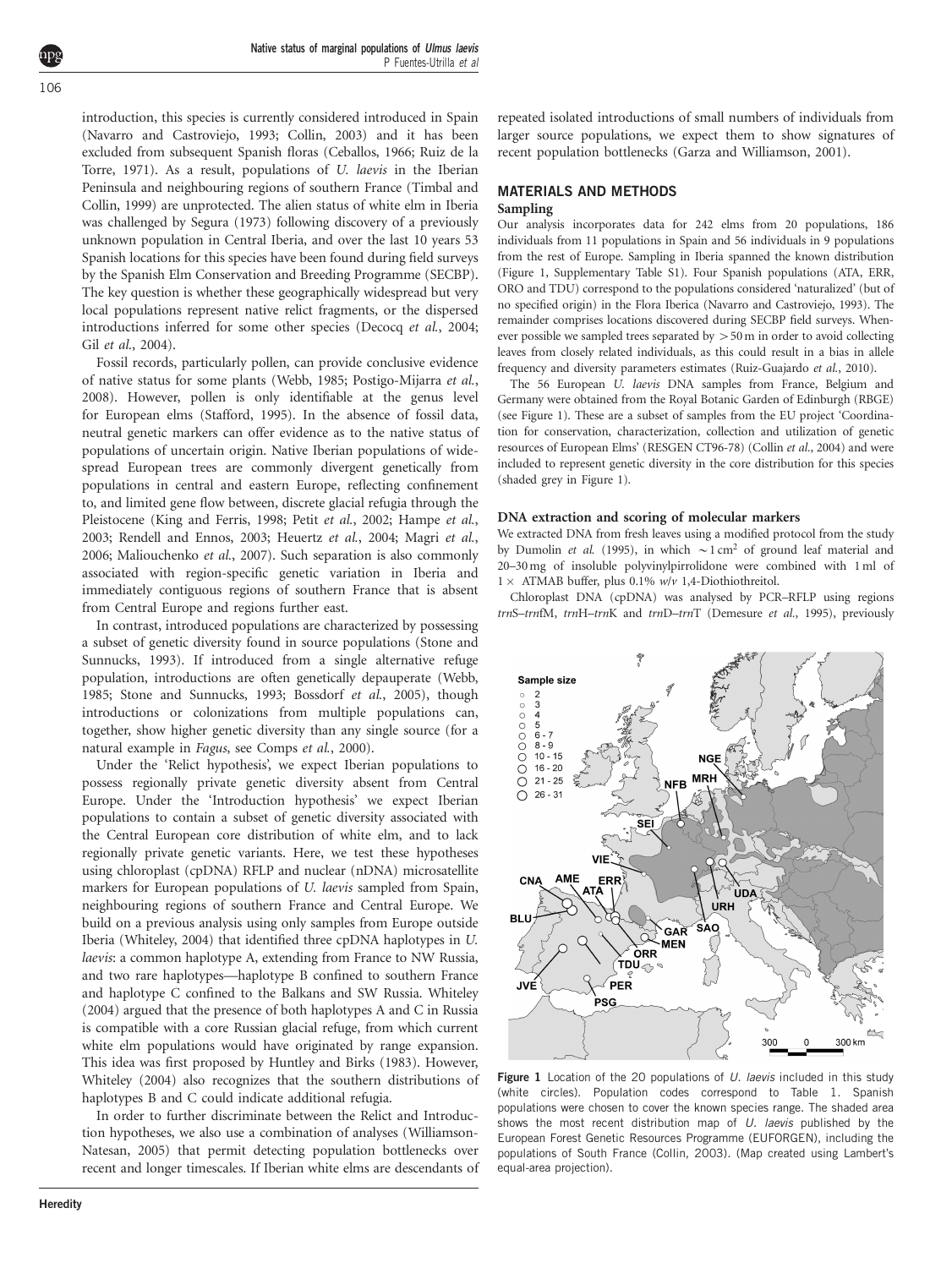introduction, this species is currently considered introduced in Spain (Navarro and Castroviejo, 1993; Collin, 2003) and it has been excluded from subsequent Spanish floras (Ceballos, 1966; Ruiz de la Torre, 1971). As a result, populations of *U. laevis* in the Iberian Peninsula and neighbouring regions of southern France (Timbal and Collin, 1999) are unprotected. The alien status of white elm in Iberia was challenged by Segura (1973) following discovery of a previously unknown population in Central Iberia, and over the last 10 years 53 Spanish locations for this species have been found during field surveys by the Spanish Elm Conservation and Breeding Programme (SECBP). The key question is whether these geographically widespread but very local populations represent native relict fragments, or the dispersed introductions inferred for some other species (Decocq *et al.*, 2004; Gil *et al.*, 2004).

Fossil records, particularly pollen, can provide conclusive evidence of native status for some plants (Webb, 1985; Postigo-Mijarra *et al.*, 2008). However, pollen is only identifiable at the genus level for European elms (Stafford, 1995). In the absence of fossil data, neutral genetic markers can offer evidence as to the native status of populations of uncertain origin. Native Iberian populations of widespread European trees are commonly divergent genetically from populations in central and eastern Europe, reflecting confinement to, and limited gene flow between, discrete glacial refugia through the Pleistocene (King and Ferris, 1998; Petit *et al.*, 2002; Hampe *et al.*, 2003; Rendell and Ennos, 2003; Heuertz *et al.*, 2004; Magri *et al.*, 2006; Maliouchenko *et al.*, 2007). Such separation is also commonly associated with region-specific genetic variation in Iberia and immediately contiguous regions of southern France that is absent from Central Europe and regions further east.

In contrast, introduced populations are characterized by possessing a subset of genetic diversity found in source populations (Stone and Sunnucks, 1993). If introduced from a single alternative refuge population, introductions are often genetically depauperate (Webb, 1985; Stone and Sunnucks, 1993; Bossdorf *et al.*, 2005), though introductions or colonizations from multiple populations can, together, show higher genetic diversity than any single source (for a natural example in *Fagus*, see Comps *et al.*, 2000).

Under the 'Relict hypothesis', we expect Iberian populations to possess regionally private genetic diversity absent from Central Europe. Under the 'Introduction hypothesis' we expect Iberian populations to contain a subset of genetic diversity associated with the Central European core distribution of white elm, and to lack regionally private genetic variants. Here, we test these hypotheses using chloroplast (cpDNA) RFLP and nuclear (nDNA) microsatellite markers for European populations of *U. laevis* sampled from Spain, neighbouring regions of southern France and Central Europe. We build on a previous analysis using only samples from Europe outside Iberia (Whiteley, 2004) that identified three cpDNA haplotypes in *U. laevis*: a common haplotype A, extending from France to NW Russia, and two rare haplotypes—haplotype B confined to southern France and haplotype C confined to the Balkans and SW Russia. Whiteley (2004) argued that the presence of both haplotypes A and C in Russia is compatible with a core Russian glacial refuge, from which current white elm populations would have originated by range expansion. This idea was first proposed by Huntley and Birks (1983). However, Whiteley (2004) also recognizes that the southern distributions of haplotypes B and C could indicate additional refugia.

In order to further discriminate between the Relict and Introduction hypotheses, we also use a combination of analyses (Williamson-Natesan, 2005) that permit detecting population bottlenecks over recent and longer timescales. If Iberian white elms are descendants of repeated isolated introductions of small numbers of individuals from larger source populations, we expect them to show signatures of recent population bottlenecks (Garza and Williamson, 2001).

## MATERIALS AND METHODS

### Sampling

Our analysis incorporates data for 242 elms from 20 populations, 186 individuals from 11 populations in Spain and 56 individuals in 9 populations from the rest of Europe. Sampling in Iberia spanned the known distribution (Figure 1, Supplementary Table S1). Four Spanish populations (ATA, ERR, ORO and TDU) correspond to the populations considered 'naturalized' (but of no specified origin) in the Flora Iberica (Navarro and Castroviejo, 1993). The remainder comprises locations discovered during SECBP field surveys. Whenever possible we sampled trees separated by >50 m in order to avoid collecting leaves from closely related individuals, as this could result in a bias in allele frequency and diversity parameters estimates (Ruiz-Guajardo *et al.*, 2010).

The 56 European *U. laevis* DNA samples from France, Belgium and Germany were obtained from the Royal Botanic Garden of Edinburgh (RBGE) (see Figure 1). These are a subset of samples from the EU project 'Coordination for conservation, characterization, collection and utilization of genetic resources of European Elms' (RESGEN CT96-78) (Collin *et al.*, 2004) and were included to represent genetic diversity in the core distribution for this species (shaded grey in Figure 1).

### DNA extraction and scoring of molecular markers

We extracted DNA from fresh leaves using a modified protocol from the study by Dumolin *et al.* (1995), in which ~1 cm$^2$ of ground leaf material and 20–30 mg of insoluble polyvinylpirrolidone were combined with 1 ml of 1× ATMAB buffer, plus 0.1% *w*/*v* 1,4-Diothiothreitol.

Chloroplast DNA (cpDNA) was analysed by PCR–RFLP using regions *trn*S–*trn*fM, *trn*H–*trn*K and *trn*D–*trn*T (Demesure *et al.*, 1995), previously

**Figure 1** Location of the 20 populations of *U. laevis* included in this study (white circles). Population codes correspond to Table 1. Spanish populations were chosen to cover the known species range. The shaded area shows the most recent distribution map of *U. laevis* published by the European Forest Genetic Resources Programme (EUFORGEN), including the populations of South France (Collin, 2003). (Map created using Lambert's equal-area projection).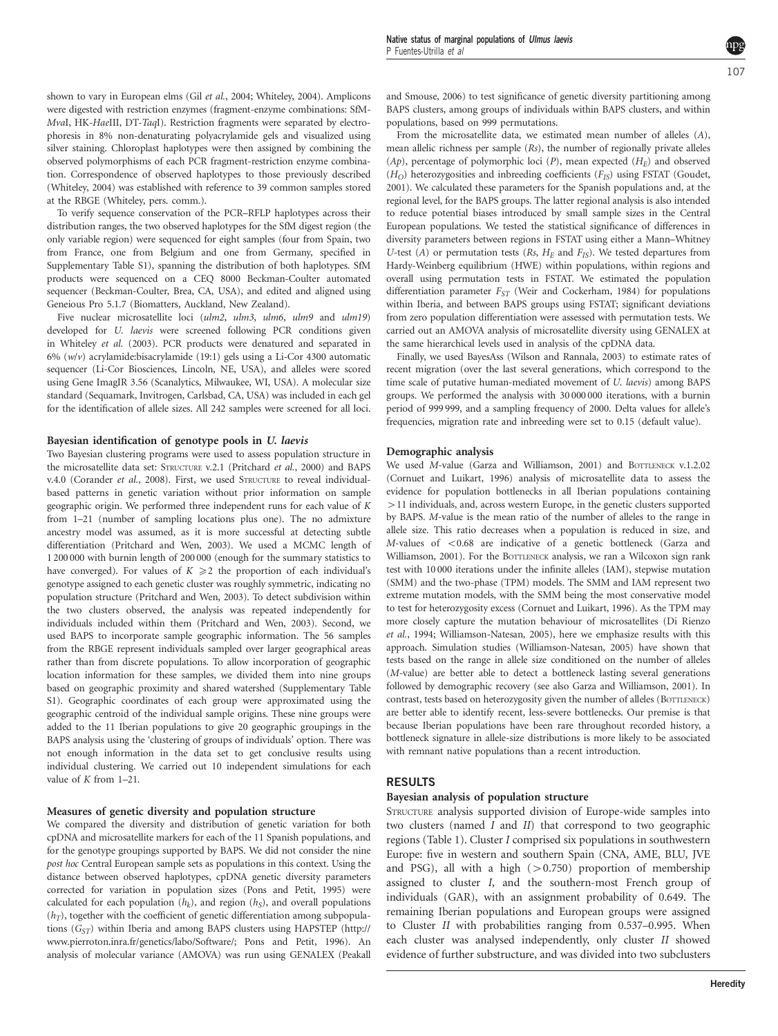shown to vary in European elms (Gil *et al.*, 2004; Whiteley, 2004). Amplicons were digested with restriction enzymes (fragment-enzyme combinations: SfM-*Mva*I, HK-*Hae*III, DT-*Taq*I). Restriction fragments were separated by electrophoresis in 8% non-denaturing polyacrylamide gels and visualized using silver staining. Chloroplast haplotypes were then assigned by combining the observed polymorphisms of each PCR fragment-restriction enzyme combination. Correspondence of observed haplotypes to those previously described (Whiteley, 2004) was established with reference to 39 common samples stored at the RBGE (Whiteley, pers. comm.).

To verify sequence conservation of the PCR–RFLP haplotypes across their distribution ranges, the two observed haplotypes for the SfM digest region (the only variable region) were sequenced for eight samples (four from Spain, two from France, one from Belgium and one from Germany, specified in Supplementary Table S1), spanning the distribution of both haplotypes. SfM products were sequenced on a CEQ 8000 Beckman-Coulter automated sequencer (Beckman-Coulter, Brea, CA, USA), and edited and aligned using Geneious Pro 5.1.7 (Biomatters, Auckland, New Zealand).

Five nuclear microsatellite loci (*ulm2*, *ulm3*, *ulm6*, *ulm9* and *ulm19*) developed for *U. laevis* were screened following PCR conditions given in Whiteley *et al.* (2003). PCR products were denatured and separated in 6% (*w*/*v*) acrylamide:bisacrylamide (19:1) gels using a Li-Cor 4300 automatic sequencer (Li-Cor Biosciences, Lincoln, NE, USA), and alleles were scored using Gene ImagIR 3.56 (Scanalytics, Milwaukee, WI, USA). A molecular size standard (Sequamark, Invitrogen, Carlsbad, CA, USA) was included in each gel for the identification of allele sizes. All 242 samples were screened for all loci.

### Bayesian identification of genotype pools in *U. laevis*

Two Bayesian clustering programs were used to assess population structure in the microsatellite data set: STRUCTURE v.2.1 (Pritchard *et al.*, 2000) and BAPS v.4.0 (Corander *et al.*, 2008). First, we used STRUCTURE to reveal individual-based patterns in genetic variation without prior information on sample geographic origin. We performed three independent runs for each value of $K$ from 1–21 (number of sampling locations plus one). The no admixture ancestry model was assumed, as it is more successful at detecting subtle differentiation (Pritchard and Wen, 2003). We used a MCMC length of 1 200 000 with burnin length of 200 000 (enough for the summary statistics to have converged). For values of $K \geqslant 2$ the proportion of each individual's genotype assigned to each genetic cluster was roughly symmetric, indicating no population structure (Pritchard and Wen, 2003). To detect subdivision within the two clusters observed, the analysis was repeated independently for individuals included within them (Pritchard and Wen, 2003). Second, we used BAPS to incorporate sample geographic information. The 56 samples from the RBGE represent individuals sampled over larger geographical areas rather than from discrete populations. To allow incorporation of geographic location information for these samples, we divided them into nine groups based on geographic proximity and shared watershed (Supplementary Table S1). Geographic coordinates of each group were approximated using the geographic centroid of the individual sample origins. These nine groups were added to the 11 Iberian populations to give 20 geographic groupings in the BAPS analysis using the 'clustering of groups of individuals' option. There was not enough information in the data set to get conclusive results using individual clustering. We carried out 10 independent simulations for each value of $K$ from 1–21.

### Measures of genetic diversity and population structure

We compared the diversity and distribution of genetic variation for both cpDNA and microsatellite markers for each of the 11 Spanish populations, and for the genotype groupings supported by BAPS. We did not consider the nine *post hoc* Central European sample sets as populations in this context. Using the distance between observed haplotypes, cpDNA genetic diversity parameters corrected for variation in population sizes (Pons and Petit, 1995) were calculated for each population ($h_k$), and region ($h_S$), and overall populations ($h_T$), together with the coefficient of genetic differentiation among subpopulations ($G_{ST}$) within Iberia and among BAPS clusters using HAPSTEP (http://www.pierroton.inra.fr/genetics/labo/Software/; Pons and Petit, 1996). An analysis of molecular variance (AMOVA) was run using GENALEX (Peakall and Smouse, 2006) to test significance of genetic diversity partitioning among BAPS clusters, among groups of individuals within BAPS clusters, and within populations, based on 999 permutations.

From the microsatellite data, we estimated mean number of alleles ($A$), mean allelic richness per sample ($Rs$), the number of regionally private alleles ($Ap$), percentage of polymorphic loci ($P$), mean expected ($H_E$) and observed ($H_O$) heterozygosities and inbreeding coefficients ($F_{IS}$) using FSTAT (Goudet, 2001). We calculated these parameters for the Spanish populations and, at the regional level, for the BAPS groups. The latter regional analysis is also intended to reduce potential biases introduced by small sample sizes in the Central European populations. We tested the statistical significance of differences in diversity parameters between regions in FSTAT using either a Mann–Whitney $U$-test ($A$) or permutation tests ($Rs$, $H_E$ and $F_{IS}$). We tested departures from Hardy-Weinberg equilibrium (HWE) within populations, within regions and overall using permutation tests in FSTAT. We estimated the population differentiation parameter $F_{ST}$ (Weir and Cockerham, 1984) for populations within Iberia, and between BAPS groups using FSTAT; significant deviations from zero population differentiation were assessed with permutation tests. We carried out an AMOVA analysis of microsatellite diversity using GENALEX at the same hierarchical levels used in analysis of the cpDNA data.

Finally, we used BayesAss (Wilson and Rannala, 2003) to estimate rates of recent migration (over the last several generations, which correspond to the time scale of putative human-mediated movement of *U. laevis*) among BAPS groups. We performed the analysis with 30 000 000 iterations, with a burnin period of 999 999, and a sampling frequency of 2000. Delta values for allele's frequencies, migration rate and inbreeding were set to 0.15 (default value).

### Demographic analysis

We used *M*-value (Garza and Williamson, 2001) and BOTTLENECK v.1.2.02 (Cornuet and Luikart, 1996) analysis of microsatellite data to assess the evidence for population bottlenecks in all Iberian populations containing >11 individuals, and, across western Europe, in the genetic clusters supported by BAPS. *M*-value is the mean ratio of the number of alleles to the range in allele size. This ratio decreases when a population is reduced in size, and *M*-values of <0.68 are indicative of a genetic bottleneck (Garza and Williamson, 2001). For the BOTTLENECK analysis, we ran a Wilcoxon sign rank test with 10 000 iterations under the infinite alleles (IAM), stepwise mutation (SMM) and the two-phase (TPM) models. The SMM and IAM represent two extreme mutation models, with the SMM being the most conservative model to test for heterozygosity excess (Cornuet and Luikart, 1996). As the TPM may more closely capture the mutation behaviour of microsatellites (Di Rienzo *et al.*, 1994; Williamson-Natesan, 2005), here we emphasize results with this approach. Simulation studies (Williamson-Natesan, 2005) have shown that tests based on the range in allele size conditioned on the number of alleles (*M*-value) are better able to detect a bottleneck lasting several generations followed by demographic recovery (see also Garza and Williamson, 2001). In contrast, tests based on heterozygosity given the number of alleles (BOTTLENECK) are better able to identify recent, less-severe bottlenecks. Our premise is that because Iberian populations have been rare throughout recorded history, a bottleneck signature in allele-size distributions is more likely to be associated with remnant native populations than a recent introduction.

## RESULTS

### Bayesian analysis of population structure

STRUCTURE analysis supported division of Europe-wide samples into two clusters (named *I* and *II*) that correspond to two geographic regions (Table 1). Cluster *I* comprised six populations in southwestern Europe: five in western and southern Spain (CNA, AME, BLU, JVE and PSG), all with a high (>0.750) proportion of membership assigned to cluster *I*, and the southern-most French group of individuals (GAR), with an assignment probability of 0.649. The remaining Iberian populations and European groups were assigned to Cluster *II* with probabilities ranging from 0.537–0.995. When each cluster was analysed independently, only cluster *II* showed evidence of further substructure, and was divided into two subclusters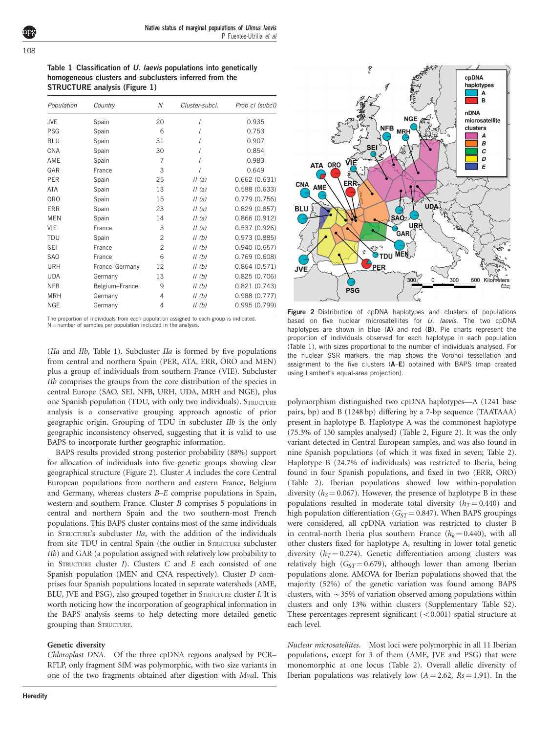**Table 1** Classification of *U. laevis* populations into genetically homogeneous clusters and subclusters inferred from the STRUCTURE analysis (Figure 1)

| *Population* | *Country* | *N* | *Cluster-subcl.* | *Prob cl (subcl)* |
|---|---|---|---|---|
| JVE | Spain | 20 | *I* | 0.935 |
| PSG | Spain | 6 | *I* | 0.753 |
| BLU | Spain | 31 | *I* | 0.907 |
| CNA | Spain | 30 | *I* | 0.854 |
| AME | Spain | 7 | *I* | 0.983 |
| GAR | France | 3 | *I* | 0.649 |
| PER | Spain | 25 | *II (a)* | 0.662 (0.631) |
| ATA | Spain | 13 | *II (a)* | 0.588 (0.633) |
| ORO | Spain | 15 | *II (a)* | 0.779 (0.756) |
| ERR | Spain | 23 | *II (a)* | 0.829 (0.857) |
| MEN | Spain | 14 | *II (a)* | 0.866 (0.912) |
| VIE | France | 3 | *II (a)* | 0.537 (0.926) |
| TDU | Spain | 2 | *II (b)* | 0.973 (0.885) |
| SEI | France | 2 | *II (b)* | 0.940 (0.657) |
| SAO | France | 6 | *II (b)* | 0.769 (0.608) |
| URH | France–Germany | 12 | *II (b)* | 0.864 (0.571) |
| UDA | Germany | 13 | *II (b)* | 0.825 (0.706) |
| NFB | Belgium–France | 9 | *II (b)* | 0.821 (0.743) |
| MRH | Germany | 4 | *II (b)* | 0.988 (0.777) |
| NGE | Germany | 4 | *II (b)* | 0.995 (0.799) |

The proportion of individuals from each population assigned to each group is indicated.
N = number of samples per population included in the analysis.

(*IIa* and *IIb*, Table 1). Subcluster *IIa* is formed by five populations from central and northern Spain (PER, ATA, ERR, ORO and MEN) plus a group of individuals from southern France (VIE). Subcluster *IIb* comprises the groups from the core distribution of the species in central Europe (SAO, SEI, NFB, URH, UDA, MRH and NGE), plus one Spanish population (TDU, with only two individuals). STRUCTURE analysis is a conservative grouping approach regardless of prior geographic origin. Grouping of TDU in subcluster *IIb* is the only geographic inconsistency observed, suggesting that it is valid to use BAPS to incorporate further geographic information.

BAPS results provided strong posterior probability (88%) support for allocation of individuals into five genetic groups showing clear geographical structure (Figure 2). Cluster *A* includes the core Central European populations from northern and eastern France, Belgium and Germany, whereas clusters *B–E* comprise populations in Spain, western and southern France. Cluster *B* comprises 5 populations in central and northern Spain and the two southern-most French populations. This BAPS cluster contains most of the same individuals in STRUCTURE's subcluster *IIa*, with the addition of the individuals from site TDU in central Spain (the outlier in STRUCTURE subcluster *IIb*) and GAR (a population assigned with relatively low probability to in STRUCTURE cluster *I*). Clusters *C* and *E* each consisted of one Spanish population (MEN and CNA respectively). Cluster *D* comprises four Spanish populations located in separate watersheds (AME, BLU, JVE and PSG), also grouped together in STRUCTURE cluster *I*. It is worth noticing how the incorporation of geographical information in the BAPS analysis seems to help detecting more detailed genetic grouping than STRUCTURE.

**Figure 2** Distribution of cpDNA haplotypes and clusters of populations based on five nuclear microsatellites for *U. laevis*. The two cpDNA haplotypes are shown in blue (**A**) and red (**B**). Pie charts represent the proportion of individuals observed for each haplotype in each population (Table 1), with sizes proportional to the number of individuals analysed. For the nuclear SSR markers, the map shows the Voronoi tessellation and assignment to the five clusters (**A**–**E**) obtained with BAPS (map created using Lambert's equal-area projection).

### Genetic diversity

*Chloroplast DNA.* Of the three cpDNA regions analysed by PCR–RFLP, only fragment SfM was polymorphic, with two size variants in one of the two fragments obtained after digestion with *Mva*I. This polymorphism distinguished two cpDNA haplotypes—A (1241 base pairs, bp) and B (1248 bp) differing by a 7-bp sequence (TAATAAA) present in haplotype B. Haplotype A was the commonest haplotype (75.3% of 150 samples analysed) (Table 2, Figure 2). It was the only variant detected in Central European samples, and was also found in nine Spanish populations (of which it was fixed in seven; Table 2). Haplotype B (24.7% of individuals) was restricted to Iberia, being found in four Spanish populations, and fixed in two (ERR, ORO) (Table 2). Iberian populations showed low within-population diversity ($h_S = 0.067$). However, the presence of haplotype B in these populations resulted in moderate total diversity ($h_T = 0.440$) and high population differentiation ($G_{ST} = 0.847$). When BAPS groupings were considered, all cpDNA variation was restricted to cluster B in central-north Iberia plus southern France ($h_k = 0.440$), with all other clusters fixed for haplotype A, resulting in lower total genetic diversity ($h_T = 0.274$). Genetic differentiation among clusters was relatively high ($G_{ST} = 0.679$), although lower than among Iberian populations alone. AMOVA for Iberian populations showed that the majority (52%) of the genetic variation was found among BAPS clusters, with ~35% of variation observed among populations within clusters and only 13% within clusters (Supplementary Table S2). These percentages represent significant (<0.001) spatial structure at each level.

*Nuclear microsatellites.* Most loci were polymorphic in all 11 Iberian populations, except for 3 of them (AME, JVE and PSG) that were monomorphic at one locus (Table 2). Overall allelic diversity of Iberian populations was relatively low ($A = 2.62$, $Rs = 1.91$). In the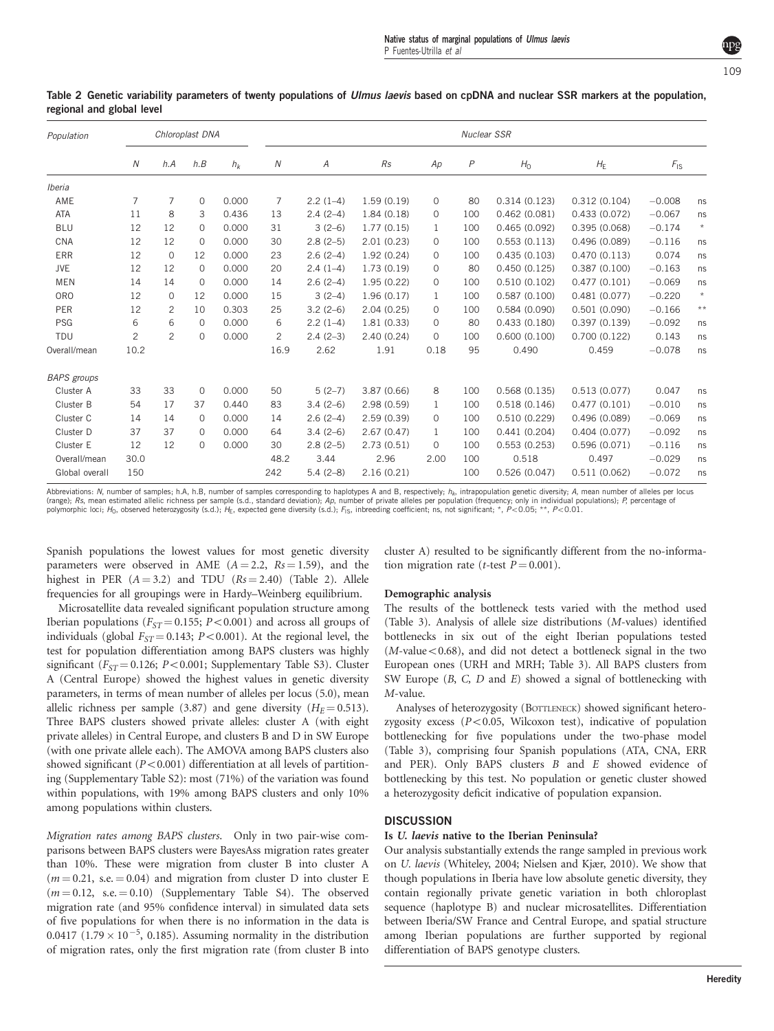**Table 2 Genetic variability parameters of twenty populations of *Ulmus laevis* based on cpDNA and nuclear SSR markers at the population, regional and global level**

| Population | Chloroplast DNA | | | | Nuclear SSR | | | | | | | | |
|---|---|---|---|---|---|---|---|---|---|---|---|---|---|
| | $N$ | h.A | h.B | $h_k$ | $N$ | $A$ | $Rs$ | $Ap$ | $P$ | $H_O$ | $H_E$ | $F_{IS}$ | |
| *Iberia* | | | | | | | | | | | | | |
| AME | 7 | 7 | 0 | 0.000 | 7 | 2.2 (1–4) | 1.59 (0.19) | 0 | 80 | 0.314 (0.123) | 0.312 (0.104) | −0.008 | ns |
| ATA | 11 | 8 | 3 | 0.436 | 13 | 2.4 (2–4) | 1.84 (0.18) | 0 | 100 | 0.462 (0.081) | 0.433 (0.072) | −0.067 | ns |
| BLU | 12 | 12 | 0 | 0.000 | 31 | 3 (2–6) | 1.77 (0.15) | 1 | 100 | 0.465 (0.092) | 0.395 (0.068) | −0.174 | * |
| CNA | 12 | 12 | 0 | 0.000 | 30 | 2.8 (2–5) | 2.01 (0.23) | 0 | 100 | 0.553 (0.113) | 0.496 (0.089) | −0.116 | ns |
| ERR | 12 | 0 | 12 | 0.000 | 23 | 2.6 (2–4) | 1.92 (0.24) | 0 | 100 | 0.435 (0.103) | 0.470 (0.113) | 0.074 | ns |
| JVE | 12 | 12 | 0 | 0.000 | 20 | 2.4 (1–4) | 1.73 (0.19) | 0 | 80 | 0.450 (0.125) | 0.387 (0.100) | −0.163 | ns |
| MEN | 14 | 14 | 0 | 0.000 | 14 | 2.6 (2–4) | 1.95 (0.22) | 0 | 100 | 0.510 (0.102) | 0.477 (0.101) | −0.069 | ns |
| ORO | 12 | 0 | 12 | 0.000 | 15 | 3 (2–4) | 1.96 (0.17) | 1 | 100 | 0.587 (0.100) | 0.481 (0.077) | −0.220 | * |
| PER | 12 | 2 | 10 | 0.303 | 25 | 3.2 (2–6) | 2.04 (0.25) | 0 | 100 | 0.584 (0.090) | 0.501 (0.090) | −0.166 | ** |
| PSG | 6 | 6 | 0 | 0.000 | 6 | 2.2 (1–4) | 1.81 (0.33) | 0 | 80 | 0.433 (0.180) | 0.397 (0.139) | −0.092 | ns |
| TDU | 2 | 2 | 0 | 0.000 | 2 | 2.4 (2–3) | 2.40 (0.24) | 0 | 100 | 0.600 (0.100) | 0.700 (0.122) | 0.143 | ns |
| Overall/mean | 10.2 | | | | 16.9 | 2.62 | 1.91 | 0.18 | 95 | 0.490 | 0.459 | −0.078 | ns |
| *BAPS groups* | | | | | | | | | | | | | |
| Cluster A | 33 | 33 | 0 | 0.000 | 50 | 5 (2–7) | 3.87 (0.66) | 8 | 100 | 0.568 (0.135) | 0.513 (0.077) | 0.047 | ns |
| Cluster B | 54 | 17 | 37 | 0.440 | 83 | 3.4 (2–6) | 2.98 (0.59) | 1 | 100 | 0.518 (0.146) | 0.477 (0.101) | −0.010 | ns |
| Cluster C | 14 | 14 | 0 | 0.000 | 14 | 2.6 (2–4) | 2.59 (0.39) | 0 | 100 | 0.510 (0.229) | 0.496 (0.089) | −0.069 | ns |
| Cluster D | 37 | 37 | 0 | 0.000 | 64 | 3.4 (2–6) | 2.67 (0.47) | 1 | 100 | 0.441 (0.204) | 0.404 (0.077) | −0.092 | ns |
| Cluster E | 12 | 12 | 0 | 0.000 | 30 | 2.8 (2–5) | 2.73 (0.51) | 0 | 100 | 0.553 (0.253) | 0.596 (0.071) | −0.116 | ns |
| Overall/mean | 30.0 | | | | 48.2 | 3.44 | 2.96 | 2.00 | 100 | 0.518 | 0.497 | −0.029 | ns |
| Global overall | 150 | | | | 242 | 5.4 (2–8) | 2.16 (0.21) | | 100 | 0.526 (0.047) | 0.511 (0.062) | −0.072 | ns |

Abbreviations: $N$, number of samples; h.A, h.B, number of samples corresponding to haplotypes A and B, respectively; $h_k$, intrapopulation genetic diversity; $A$, mean number of alleles per locus (range); $Rs$, mean estimated allelic richness per sample (s.d., standard deviation); $Ap$, number of private alleles per population (frequency; only in individual populations); $P$, percentage of polymorphic loci; $H_O$, observed heterozygosity (s.d.); $H_E$, expected gene diversity (s.d.); $F_{IS}$, inbreeding coefficient; ns, not significant; *, $P<0.05$; **, $P<0.01$.

Spanish populations the lowest values for most genetic diversity parameters were observed in AME ($A=2.2$, $Rs=1.59$), and the highest in PER ($A=3.2$) and TDU ($Rs=2.40$) (Table 2). Allele frequencies for all groupings were in Hardy–Weinberg equilibrium.

Microsatellite data revealed significant population structure among Iberian populations ($F_{ST}=0.155$; $P<0.001$) and across all groups of individuals (global $F_{ST}=0.143$; $P<0.001$). At the regional level, the test for population differentiation among BAPS clusters was highly significant ($F_{ST}=0.126$; $P<0.001$; Supplementary Table S3). Cluster A (Central Europe) showed the highest values in genetic diversity parameters, in terms of mean number of alleles per locus (5.0), mean allelic richness per sample (3.87) and gene diversity ($H_E=0.513$). Three BAPS clusters showed private alleles: cluster A (with eight private alleles) in Central Europe, and clusters B and D in SW Europe (with one private allele each). The AMOVA among BAPS clusters also showed significant ($P<0.001$) differentiation at all levels of partitioning (Supplementary Table S2): most (71%) of the variation was found within populations, with 19% among BAPS clusters and only 10% among populations within clusters.

*Migration rates among BAPS clusters.* Only in two pair-wise comparisons between BAPS clusters were BayesAss migration rates greater than 10%. These were migration from cluster B into cluster A ($m=0.21$, s.e.$=0.04$) and migration from cluster D into cluster E ($m=0.12$, s.e.$=0.10$) (Supplementary Table S4). The observed migration rate (and 95% confidence interval) in simulated data sets of five populations for when there is no information in the data is 0.0417 ($1.79\times10^{-5}$, 0.185). Assuming normality in the distribution of migration rates, only the first migration rate (from cluster B into cluster A) resulted to be significantly different from the no-information migration rate ($t$-test $P=0.001$).

### Demographic analysis

The results of the bottleneck tests varied with the method used (Table 3). Analysis of allele size distributions ($M$-values) identified bottlenecks in six out of the eight Iberian populations tested ($M$-value$<0.68$), and did not detect a bottleneck signal in the two European ones (URH and MRH; Table 3). All BAPS clusters from SW Europe (*B*, *C*, *D* and *E*) showed a signal of bottlenecking with $M$-value.

Analyses of heterozygosity (Bottleneck) showed significant heterozygosity excess ($P<0.05$, Wilcoxon test), indicative of population bottlenecking for five populations under the two-phase model (Table 3), comprising four Spanish populations (ATA, CNA, ERR and PER). Only BAPS clusters *B* and *E* showed evidence of bottlenecking by this test. No population or genetic cluster showed a heterozygosity deficit indicative of population expansion.

## DISCUSSION

### Is *U. laevis* native to the Iberian Peninsula?

Our analysis substantially extends the range sampled in previous work on *U. laevis* (Whiteley, 2004; Nielsen and Kjær, 2010). We show that though populations in Iberia have low absolute genetic diversity, they contain regionally private genetic variation in both chloroplast sequence (haplotype B) and nuclear microsatellites. Differentiation between Iberia/SW France and Central Europe, and spatial structure among Iberian populations are further supported by regional differentiation of BAPS genotype clusters.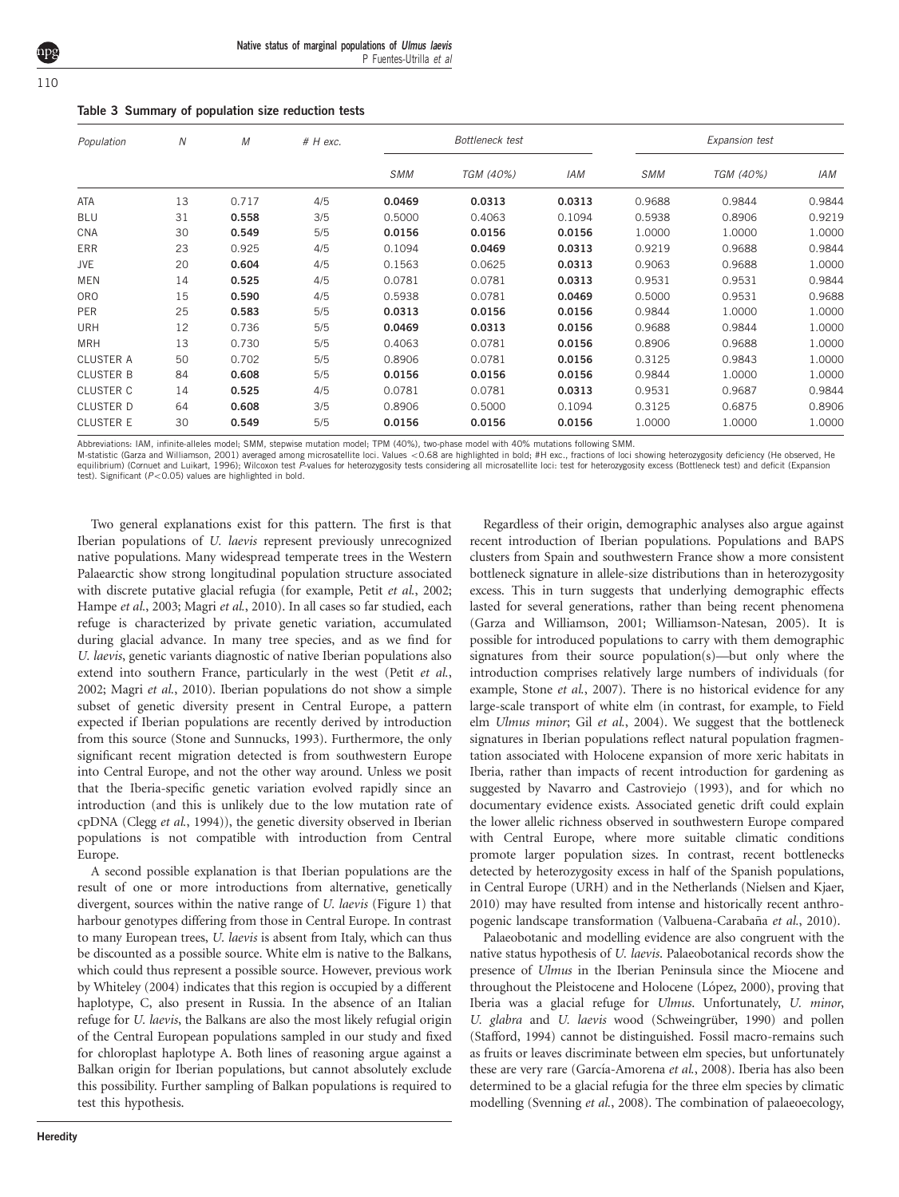**Table 3 Summary of population size reduction tests**

| Population | N | M | # H exc. | Bottleneck test | | | Expansion test | | |
|---|---|---|---|---|---|---|---|---|---|
| | | | | SMM | TGM (40%) | IAM | SMM | TGM (40%) | IAM |
| ATA | 13 | 0.717 | 4/5 | **0.0469** | **0.0313** | **0.0313** | 0.9688 | 0.9844 | 0.9844 |
| BLU | 31 | **0.558** | 3/5 | 0.5000 | 0.4063 | 0.1094 | 0.5938 | 0.8906 | 0.9219 |
| CNA | 30 | **0.549** | 5/5 | **0.0156** | **0.0156** | **0.0156** | 1.0000 | 1.0000 | 1.0000 |
| ERR | 23 | 0.925 | 4/5 | 0.1094 | **0.0469** | **0.0313** | 0.9219 | 0.9688 | 0.9844 |
| JVE | 20 | **0.604** | 4/5 | 0.1563 | 0.0625 | **0.0313** | 0.9063 | 0.9688 | 1.0000 |
| MEN | 14 | **0.525** | 4/5 | 0.0781 | 0.0781 | **0.0313** | 0.9531 | 0.9531 | 0.9844 |
| ORO | 15 | **0.590** | 4/5 | 0.5938 | 0.0781 | **0.0469** | 0.5000 | 0.9531 | 0.9688 |
| PER | 25 | **0.583** | 5/5 | **0.0313** | **0.0156** | **0.0156** | 0.9844 | 1.0000 | 1.0000 |
| URH | 12 | 0.736 | 5/5 | **0.0469** | **0.0313** | **0.0156** | 0.9688 | 0.9844 | 1.0000 |
| MRH | 13 | 0.730 | 5/5 | 0.4063 | 0.0781 | **0.0156** | 0.8906 | 0.9688 | 1.0000 |
| CLUSTER A | 50 | 0.702 | 5/5 | 0.8906 | 0.0781 | **0.0156** | 0.3125 | 0.9843 | 1.0000 |
| CLUSTER B | 84 | **0.608** | 5/5 | **0.0156** | **0.0156** | **0.0156** | 0.9844 | 1.0000 | 1.0000 |
| CLUSTER C | 14 | **0.525** | 4/5 | 0.0781 | 0.0781 | **0.0313** | 0.9531 | 0.9687 | 0.9844 |
| CLUSTER D | 64 | **0.608** | 3/5 | 0.8906 | 0.5000 | 0.1094 | 0.3125 | 0.6875 | 0.8906 |
| CLUSTER E | 30 | **0.549** | 5/5 | **0.0156** | **0.0156** | **0.0156** | 1.0000 | 1.0000 | 1.0000 |

Abbreviations: IAM, infinite-alleles model; SMM, stepwise mutation model; TPM (40%), two-phase model with 40% mutations following SMM.
M-statistic (Garza and Williamson, 2001) averaged among microsatellite loci. Values <0.68 are highlighted in bold; #H exc., fractions of loci showing heterozygosity deficiency (He observed, He equilibrium) (Cornuet and Luikart, 1996); Wilcoxon test *P*-values for heterozygosity tests considering all microsatellite loci: test for heterozygosity excess (Bottleneck test) and deficit (Expansion test). Significant ($P<0.05$) values are highlighted in bold.

Two general explanations exist for this pattern. The first is that Iberian populations of *U. laevis* represent previously unrecognized native populations. Many widespread temperate trees in the Western Palaearctic show strong longitudinal population structure associated with discrete putative glacial refugia (for example, Petit *et al.*, 2002; Hampe *et al.*, 2003; Magri *et al.*, 2010). In all cases so far studied, each refuge is characterized by private genetic variation, accumulated during glacial advance. In many tree species, and as we find for *U. laevis*, genetic variants diagnostic of native Iberian populations also extend into southern France, particularly in the west (Petit *et al.*, 2002; Magri *et al.*, 2010). Iberian populations do not show a simple subset of genetic diversity present in Central Europe, a pattern expected if Iberian populations are recently derived by introduction from this source (Stone and Sunnucks, 1993). Furthermore, the only significant recent migration detected is from southwestern Europe into Central Europe, and not the other way around. Unless we posit that the Iberia-specific genetic variation evolved rapidly since an introduction (and this is unlikely due to the low mutation rate of cpDNA (Clegg *et al.*, 1994)), the genetic diversity observed in Iberian populations is not compatible with introduction from Central Europe.

A second possible explanation is that Iberian populations are the result of one or more introductions from alternative, genetically divergent, sources within the native range of *U. laevis* (Figure 1) that harbour genotypes differing from those in Central Europe. In contrast to many European trees, *U. laevis* is absent from Italy, which can thus be discounted as a possible source. White elm is native to the Balkans, which could thus represent a possible source. However, previous work by Whiteley (2004) indicates that this region is occupied by a different haplotype, C, also present in Russia. In the absence of an Italian refuge for *U. laevis*, the Balkans are also the most likely refugial origin of the Central European populations sampled in our study and fixed for chloroplast haplotype A. Both lines of reasoning argue against a Balkan origin for Iberian populations, but cannot absolutely exclude this possibility. Further sampling of Balkan populations is required to test this hypothesis.

Regardless of their origin, demographic analyses also argue against recent introduction of Iberian populations. Populations and BAPS clusters from Spain and southwestern France show a more consistent bottleneck signature in allele-size distributions than in heterozygosity excess. This in turn suggests that underlying demographic effects lasted for several generations, rather than being recent phenomena (Garza and Williamson, 2001; Williamson-Natesan, 2005). It is possible for introduced populations to carry with them demographic signatures from their source population(s)—but only where the introduction comprises relatively large numbers of individuals (for example, Stone *et al.*, 2007). There is no historical evidence for any large-scale transport of white elm (in contrast, for example, to Field elm *Ulmus minor*; Gil *et al.*, 2004). We suggest that the bottleneck signatures in Iberian populations reflect natural population fragmentation associated with Holocene expansion of more xeric habitats in Iberia, rather than impacts of recent introduction for gardening as suggested by Navarro and Castroviejo (1993), and for which no documentary evidence exists. Associated genetic drift could explain the lower allelic richness observed in southwestern Europe compared with Central Europe, where more suitable climatic conditions promote larger population sizes. In contrast, recent bottlenecks detected by heterozygosity excess in half of the Spanish populations, in Central Europe (URH) and in the Netherlands (Nielsen and Kjaer, 2010) may have resulted from intense and historically recent anthropogenic landscape transformation (Valbuena-Carabaña *et al.*, 2010).

Palaeobotanic and modelling evidence are also congruent with the native status hypothesis of *U. laevis*. Palaeobotanical records show the presence of *Ulmus* in the Iberian Peninsula since the Miocene and throughout the Pleistocene and Holocene (López, 2000), proving that Iberia was a glacial refuge for *Ulmus*. Unfortunately, *U. minor*, *U. glabra* and *U. laevis* wood (Schweingrüber, 1990) and pollen (Stafford, 1994) cannot be distinguished. Fossil macro-remains such as fruits or leaves discriminate between elm species, but unfortunately these are very rare (García-Amorena *et al.*, 2008). Iberia has also been determined to be a glacial refugia for the three elm species by climatic modelling (Svenning *et al.*, 2008). The combination of palaeoecology,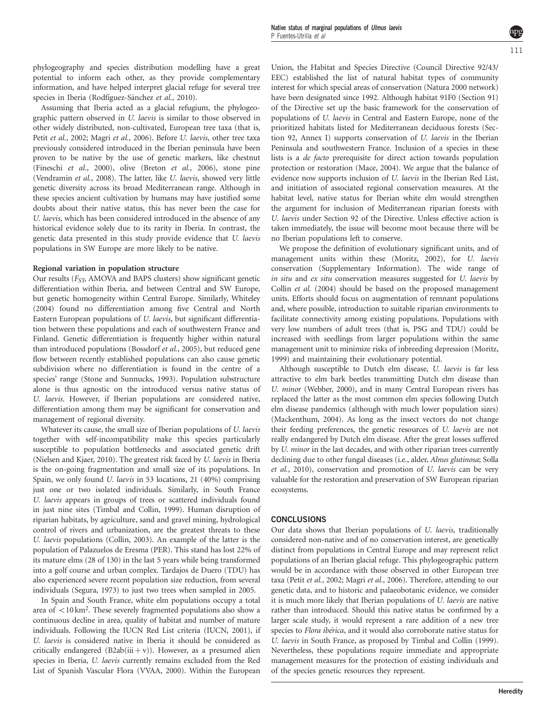phylogeography and species distribution modelling have a great potential to inform each other, as they provide complementary information, and have helped interpret glacial refuge for several tree species in Iberia (Rodríguez-Sánchez *et al.*, 2010).

Assuming that Iberia acted as a glacial refugium, the phylogeographic pattern observed in *U. laevis* is similar to those observed in other widely distributed, non-cultivated, European tree taxa (that is, Petit *et al.*, 2002; Magri *et al.*, 2006). Before *U. laevis*, other tree taxa previously considered introduced in the Iberian peninsula have been proven to be native by the use of genetic markers, like chestnut (Fineschi *et al.*, 2000), olive (Breton *et al.*, 2006), stone pine (Vendramin *et al.*, 2008). The latter, like *U. laevis*, showed very little genetic diversity across its broad Mediterranean range. Although in these species ancient cultivation by humans may have justified some doubts about their native status, this has never been the case for *U. laevis*, which has been considered introduced in the absence of any historical evidence solely due to its rarity in Iberia. In contrast, the genetic data presented in this study provide evidence that *U. laevis* populations in SW Europe are more likely to be native.

### Regional variation in population structure

Our results ($F_{ST}$, AMOVA and BAPS clusters) show significant genetic differentiation within Iberia, and between Central and SW Europe, but genetic homogeneity within Central Europe. Similarly, Whiteley (2004) found no differentiation among five Central and North Eastern European populations of *U. laevis*, but significant differentiation between these populations and each of southwestern France and Finland. Genetic differentiation is frequently higher within natural than introduced populations (Bossdorf *et al.*, 2005), but reduced gene flow between recently established populations can also cause genetic subdivision where no differentiation is found in the centre of a species' range (Stone and Sunnucks, 1993). Population substructure alone is thus agnostic on the introduced versus native status of *U. laevis*. However, if Iberian populations are considered native, differentiation among them may be significant for conservation and management of regional diversity.

Whatever its cause, the small size of Iberian populations of *U. laevis* together with self-incompatibility make this species particularly susceptible to population bottlenecks and associated genetic drift (Nielsen and Kjaer, 2010). The greatest risk faced by *U. laevis* in Iberia is the on-going fragmentation and small size of its populations. In Spain, we only found *U. laevis* in 53 locations, 21 (40%) comprising just one or two isolated individuals. Similarly, in South France *U. laevis* appears in groups of trees or scattered individuals found in just nine sites (Timbal and Collin, 1999). Human disruption of riparian habitats, by agriculture, sand and gravel mining, hydrological control of rivers and urbanization, are the greatest threats to these *U. laevis* populations (Collin, 2003). An example of the latter is the population of Palazuelos de Eresma (PER). This stand has lost 22% of its mature elms (28 of 130) in the last 5 years while being transformed into a golf course and urban complex. Tardajos de Duero (TDU) has also experienced severe recent population size reduction, from several individuals (Segura, 1973) to just two trees when sampled in 2005.

In Spain and South France, white elm populations occupy a total area of $<10\,\text{km}^2$. These severely fragmented populations also show a continuous decline in area, quality of habitat and number of mature individuals. Following the IUCN Red List criteria (IUCN, 2001), if *U. laevis* is considered native in Iberia it should be considered as critically endangered (B2ab(iii + v)). However, as a presumed alien species in Iberia, *U. laevis* currently remains excluded from the Red List of Spanish Vascular Flora (VVAA, 2000). Within the European Union, the Habitat and Species Directive (Council Directive 92/43/EEC) established the list of natural habitat types of community interest for which special areas of conservation (Natura 2000 network) have been designated since 1992. Although habitat 91F0 (Section 91) of the Directive set up the basic framework for the conservation of populations of *U. laevis* in Central and Eastern Europe, none of the prioritized habitats listed for Mediterranean deciduous forests (Section 92, Annex I) supports conservation of *U. laevis* in the Iberian Peninsula and southwestern France. Inclusion of a species in these lists is a *de facto* prerequisite for direct action towards population protection or restoration (Mace, 2004). We argue that the balance of evidence now supports inclusion of *U. laevis* in the Iberian Red List, and initiation of associated regional conservation measures. At the habitat level, native status for Iberian white elm would strengthen the argument for inclusion of Mediterranean riparian forests with *U. laevis* under Section 92 of the Directive. Unless effective action is taken immediately, the issue will become moot because there will be no Iberian populations left to conserve.

We propose the definition of evolutionary significant units, and of management units within these (Moritz, 2002), for *U. laevis* conservation (Supplementary Information). The wide range of *in situ* and *ex situ* conservation measures suggested for *U. laevis* by Collin *et al.* (2004) should be based on the proposed management units. Efforts should focus on augmentation of remnant populations and, where possible, introduction to suitable riparian environments to facilitate connectivity among existing populations. Populations with very low numbers of adult trees (that is, PSG and TDU) could be increased with seedlings from larger populations within the same management unit to minimize risks of inbreeding depression (Moritz, 1999) and maintaining their evolutionary potential.

Although susceptible to Dutch elm disease, *U. laevis* is far less attractive to elm bark beetles transmitting Dutch elm disease than *U. minor* (Webber, 2000), and in many Central European rivers has replaced the latter as the most common elm species following Dutch elm disease pandemics (although with much lower population sizes) (Mackenthum, 2004). As long as the insect vectors do not change their feeding preferences, the genetic resources of *U. laevis* are not really endangered by Dutch elm disease. After the great losses suffered by *U. minor* in the last decades, and with other riparian trees currently declining due to other fungal diseases (i.e., alder, *Alnus glutinosa*; Solla *et al.*, 2010), conservation and promotion of *U. laevis* can be very valuable for the restoration and preservation of SW European riparian ecosystems.

## CONCLUSIONS

Our data shows that Iberian populations of *U. laevis*, traditionally considered non-native and of no conservation interest, are genetically distinct from populations in Central Europe and may represent relict populations of an Iberian glacial refuge. This phylogeographic pattern would be in accordance with those observed in other European tree taxa (Petit *et al.*, 2002; Magri *et al.*, 2006). Therefore, attending to our genetic data, and to historic and palaeobotanic evidence, we consider it is much more likely that Iberian populations of *U. laevis* are native rather than introduced. Should this native status be confirmed by a larger scale study, it would represent a rare addition of a new tree species to *Flora ibérica*, and it would also corroborate native status for *U. laevis* in South France, as proposed by Timbal and Collin (1999). Nevertheless, these populations require immediate and appropriate management measures for the protection of existing individuals and of the species genetic resources they represent.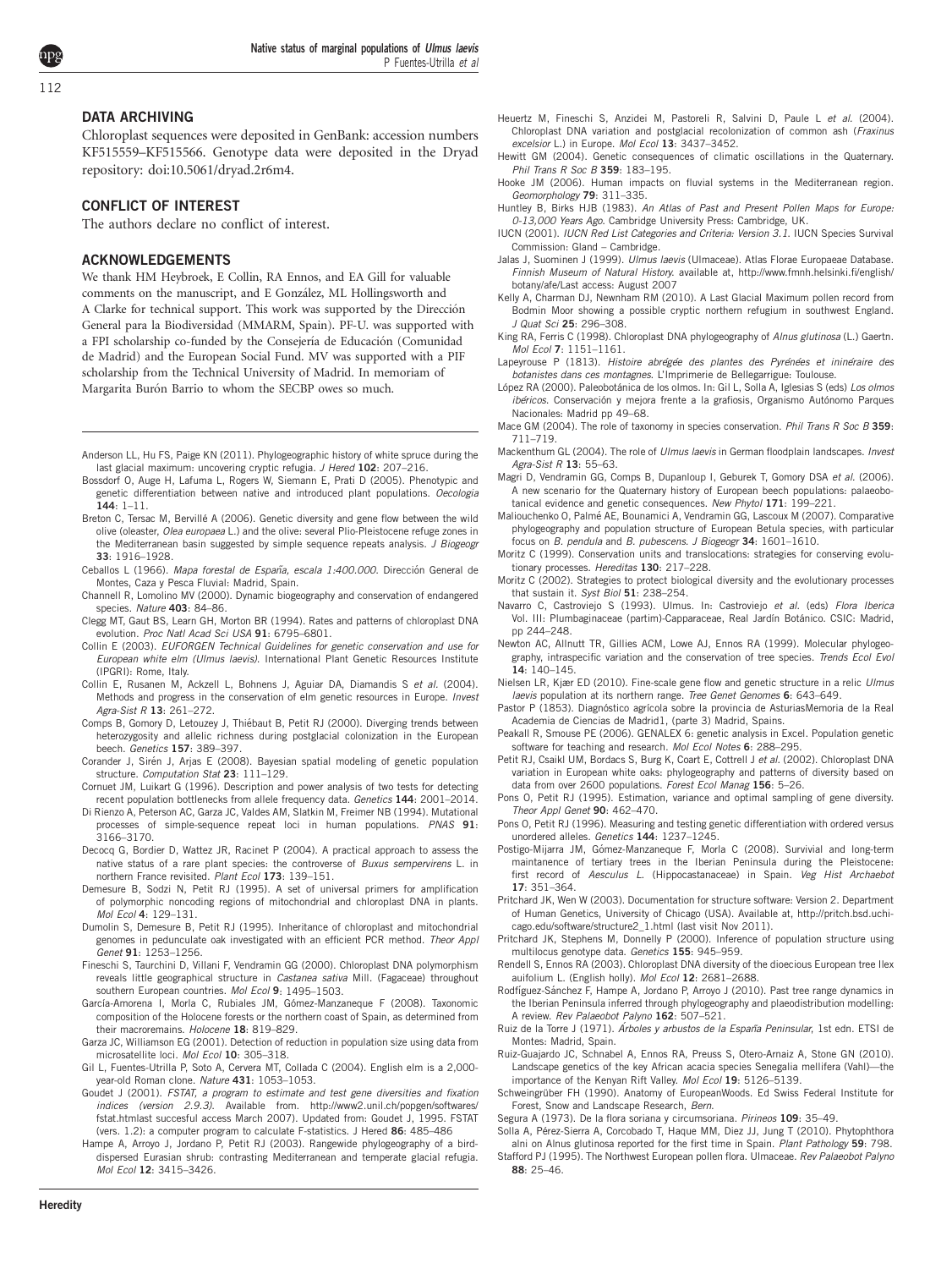## DATA ARCHIVING

Chloroplast sequences were deposited in GenBank: accession numbers KF515559–KF515566. Genotype data were deposited in the Dryad repository: doi:10.5061/dryad.2r6m4.

## CONFLICT OF INTEREST

The authors declare no conflict of interest.

## ACKNOWLEDGEMENTS

We thank HM Heybroek, E Collin, RA Ennos, and EA Gill for valuable comments on the manuscript, and E González, ML Hollingsworth and A Clarke for technical support. This work was supported by the Dirección General para la Biodiversidad (MMARM, Spain). PF-U. was supported with a FPI scholarship co-funded by the Consejería de Educación (Comunidad de Madrid) and the European Social Fund. MV was supported with a PIF scholarship from the Technical University of Madrid. In memoriam of Margarita Burón Barrio to whom the SECBP owes so much.

---

Anderson LL, Hu FS, Paige KN (2011). Phylogeographic history of white spruce during the last glacial maximum: uncovering cryptic refugia. *J Hered* **102**: 207–216.

Bossdorf O, Auge H, Lafuma L, Rogers W, Siemann E, Prati D (2005). Phenotypic and genetic differentiation between native and introduced plant populations. *Oecologia* **144**: 1–11.

Breton C, Tersac M, Bervillé A (2006). Genetic diversity and gene flow between the wild olive (oleaster, *Olea europaea* L.) and the olive: several Plio-Pleistocene refuge zones in the Mediterranean basin suggested by simple sequence repeats analysis. *J Biogeogr* **33**: 1916–1928.

Ceballos L (1966). *Mapa forestal de España, escala 1:400.000*. Dirección General de Montes, Caza y Pesca Fluvial: Madrid, Spain.

Channell R, Lomolino MV (2000). Dynamic biogeography and conservation of endangered species. *Nature* **403**: 84–86.

Clegg MT, Gaut BS, Learn GH, Morton BR (1994). Rates and patterns of chloroplast DNA evolution. *Proc Natl Acad Sci USA* **91**: 6795–6801.

Collin E (2003). *EUFORGEN Technical Guidelines for genetic conservation and use for European white elm (Ulmus laevis)*. International Plant Genetic Resources Institute (IPGRI): Rome, Italy.

Collin E, Rusanen M, Ackzell L, Bohnens J, Aguiar DA, Diamandis S *et al.* (2004). Methods and progress in the conservation of elm genetic resources in Europe. *Invest Agra-Sist R* **13**: 261–272.

Comps B, Gomory D, Letouzey J, Thiébaut B, Petit RJ (2000). Diverging trends between heterozygosity and allelic richness during postglacial colonization in the European beech. *Genetics* **157**: 389–397.

Corander J, Sirén J, Arjas E (2008). Bayesian spatial modeling of genetic population structure. *Computation Stat* **23**: 111–129.

Cornuet JM, Luikart G (1996). Description and power analysis of two tests for detecting recent population bottlenecks from allele frequency data. *Genetics* **144**: 2001–2014.

Di Rienzo A, Peterson AC, Garza JC, Valdes AM, Slatkin M, Freimer NB (1994). Mutational processes of simple-sequence repeat loci in human populations. *PNAS* **91**: 3166–3170.

Decocq G, Bordier D, Wattez JR, Racinet P (2004). A practical approach to assess the native status of a rare plant species: the controverse of *Buxus sempervirens* L. in northern France revisited. *Plant Ecol* **173**: 139–151.

Demesure B, Sodzi N, Petit RJ (1995). A set of universal primers for amplification of polymorphic noncoding regions of mitochondrial and chloroplast DNA in plants. *Mol Ecol* **4**: 129–131.

Dumolin S, Demesure B, Petit RJ (1995). Inheritance of chloroplast and mitochondrial genomes in pedunculate oak investigated with an efficient PCR method. *Theor Appl Genet* **91**: 1253–1256.

Fineschi S, Taurchini D, Villani F, Vendramin GG (2000). Chloroplast DNA polymorphism reveals little geographical structure in *Castanea sativa* Mill. (Fagaceae) throughout southern European countries. *Mol Ecol* **9**: 1495–1503.

García-Amorena I, Morla C, Rubiales JM, Gómez-Manzaneque F (2008). Taxonomic composition of the Holocene forests or the northern coast of Spain, as determined from their macroremains. *Holocene* **18**: 819–829.

Garza JC, Williamson EG (2001). Detection of reduction in population size using data from microsatellite loci. *Mol Ecol* **10**: 305–318.

Gil L, Fuentes-Utrilla P, Soto A, Cervera MT, Collada C (2004). English elm is a 2,000-year-old Roman clone. *Nature* **431**: 1053–1053.

Goudet J (2001). *FSTAT, a program to estimate and test gene diversities and fixation indices (version 2.9.3)*. Available from. http://www2.unil.ch/popgen/softwares/fstat.htmlast succesful access March 2007). Updated from: Goudet J, 1995. FSTAT (vers. 1.2): a computer program to calculate F-statistics. J Hered **86**: 485–486

Hampe A, Arroyo J, Jordano P, Petit RJ (2003). Rangewide phylogeography of a bird-dispersed Eurasian shrub: contrasting Mediterranean and temperate glacial refugia. *Mol Ecol* **12**: 3415–3426.

Heuertz M, Fineschi S, Anzidei M, Pastorelli R, Salvini D, Paule L *et al.* (2004). Chloroplast DNA variation and postglacial recolonization of common ash (*Fraxinus excelsior* L.) in Europe. *Mol Ecol* **13**: 3437–3452.

Hewitt GM (2004). Genetic consequences of climatic oscillations in the Quaternary. *Phil Trans R Soc B* **359**: 183–195.

Hooke JM (2006). Human impacts on fluvial systems in the Mediterranean region. *Geomorphology* **79**: 311–335.

Huntley B, Birks HJB (1983). *An Atlas of Past and Present Pollen Maps for Europe: 0-13,000 Years Ago*. Cambridge University Press: Cambridge, UK.

IUCN (2001). *IUCN Red List Categories and Criteria: Version 3.1*. IUCN Species Survival Commission: Gland – Cambridge.

Jalas J, Suominen J (1999). *Ulmus laevis* (Ulmaceae). Atlas Florae Europaeae Database. *Finnish Museum of Natural History*. available at, http://www.fmnh.helsinki.fi/english/botany/afe/Last access: August 2007

Kelly A, Charman DJ, Newnham RM (2010). A Last Glacial Maximum pollen record from Bodmin Moor showing a possible cryptic northern refugium in southwest England. *J Quat Sci* **25**: 296–308.

King RA, Ferris C (1998). Chloroplast DNA phylogeography of *Alnus glutinosa* (L.) Gaertn. *Mol Ecol* **7**: 1151–1161.

Lapeyrouse P (1813). *Histoire abrégée des plantes des Pyrénées et ininéraire des botanistes dans ces montagnes*. L'Imprimerie de Bellegarrigue: Toulouse.

López RA (2000). Paleobotánica de los olmos. In: Gil L, Solla A, Iglesias S (eds) *Los olmos ibéricos*. Conservación y mejora frente a la grafiosis, Organismo Autónomo Parques Nacionales: Madrid pp 49–68.

Mace GM (2004). The role of taxonomy in species conservation. *Phil Trans R Soc B* **359**: 711–719.

Mackenthum GL (2004). The role of *Ulmus laevis* in German floodplain landscapes. *Invest Agra-Sist R* **13**: 55–63.

Magri D, Vendramin GG, Comps B, Dupanloup I, Geburek T, Gomory DSA *et al.* (2006). A new scenario for the Quaternary history of European beech populations: palaeobotanical evidence and genetic consequences. *New Phytol* **171**: 199–221.

Maliouchenko O, Palmé AE, Bounamici A, Vendramin GG, Lascoux M (2007). Comparative phylogeography and population structure of European Betula species, with particular focus on *B. pendula* and *B. pubescens*. *J Biogeogr* **34**: 1601–1610.

Moritz C (1999). Conservation units and translocations: strategies for conserving evolutionary processes. *Hereditas* **130**: 217–228.

Moritz C (2002). Strategies to protect biological diversity and the evolutionary processes that sustain it. *Syst Biol* **51**: 238–254.

Navarro C, Castroviejo S (1993). Ulmus. In: Castroviejo *et al.* (eds) *Flora Iberica* Vol. III: Plumbaginaceae (partim)-Capparaceae, Real Jardín Botánico. CSIC: Madrid, pp 244–248.

Newton AC, Allnutt TR, Gillies ACM, Lowe AJ, Ennos RA (1999). Molecular phylogeography, intraspecific variation and the conservation of tree species. *Trends Ecol Evol* **14**: 140–145.

Nielsen LR, Kjær ED (2010). Fine-scale gene flow and genetic structure in a relic *Ulmus laevis* population at its northern range. *Tree Genet Genomes* **6**: 643–649.

Pastor P (1853). Diagnóstico agrícola sobre la provincia de AsturiasMemoria de la Real Academia de Ciencias de Madrid1, (parte 3) Madrid, Spains.

Peakall R, Smouse PE (2006). GENALEX 6: genetic analysis in Excel. Population genetic software for teaching and research. *Mol Ecol Notes* **6**: 288–295.

Petit RJ, Csaikl UM, Bordacs S, Burg K, Coart E, Cottrell J *et al.* (2002). Chloroplast DNA variation in European white oaks: phylogeography and patterns of diversity based on data from over 2600 populations. *Forest Ecol Manag* **156**: 5–26.

Pons O, Petit RJ (1995). Estimation, variance and optimal sampling of gene diversity. *Theor Appl Genet* **90**: 462–470.

Pons O, Petit RJ (1996). Measuring and testing genetic differentiation with ordered versus unordered alleles. *Genetics* **144**: 1237–1245.

Postigo-Mijarra JM, Gómez-Manzaneque F, Morla C (2008). Survivial and long-term maintanence of tertiary trees in the Iberian Peninsula during the Pleistocene: first record of *Aesculus* L. (Hippocastanaceae) in Spain. *Veg Hist Archaebot* **17**: 351–364.

Pritchard JK, Wen W (2003). Documentation for structure software: Version 2. Department of Human Genetics, University of Chicago (USA). Available at, http://pritch.bsd.uchicago.edu/software/structure2_1.html (last visit Nov 2011).

Pritchard JK, Stephens M, Donnelly P (2000). Inference of population structure using multilocus genotype data. *Genetics* **155**: 945–959.

Rendell S, Ennos RA (2003). Chloroplast DNA diversity of the dioecious European tree Ilex auifolium L. (English holly). *Mol Ecol* **12**: 2681–2688.

Rodríguez-Sánchez F, Hampe A, Jordano P, Arroyo J (2010). Past tree range dynamics in the Iberian Peninsula inferred through phylogeography and palaeodistribution modelling: A review. *Rev Palaeobot Palyno* **162**: 507–521.

Ruiz de la Torre J (1971). *Árboles y arbustos de la España Peninsular*, 1st edn. ETSI de Montes: Madrid, Spain.

Ruiz-Guajardo JC, Schnabel A, Ennos RA, Preuss S, Otero-Arnaiz A, Stone GN (2010). Landscape genetics of the key African acacia species Senegalia mellifera (Vahl)—the importance of the Kenyan Rift Valley. *Mol Ecol* **19**: 5126–5139.

Schweingrüber FH (1990). Anatomy of EuropeanWoods. Ed Swiss Federal Institute for Forest, Snow and Landscape Research, *Bern*.

Segura A (1973). De la flora soriana y circumsoriana. *Pirineos* **109**: 35–49.

Solla A, Pérez-Sierra A, Corcobado T, Haque MM, Diez JJ, Jung T (2010). Phytophthora alni on Alnus glutinosa reported for the first time in Spain. *Plant Pathology* **59**: 798.

Stafford PJ (1995). The Northwest European pollen flora. Ulmaceae. *Rev Palaeobot Palyno* **88**: 25–46.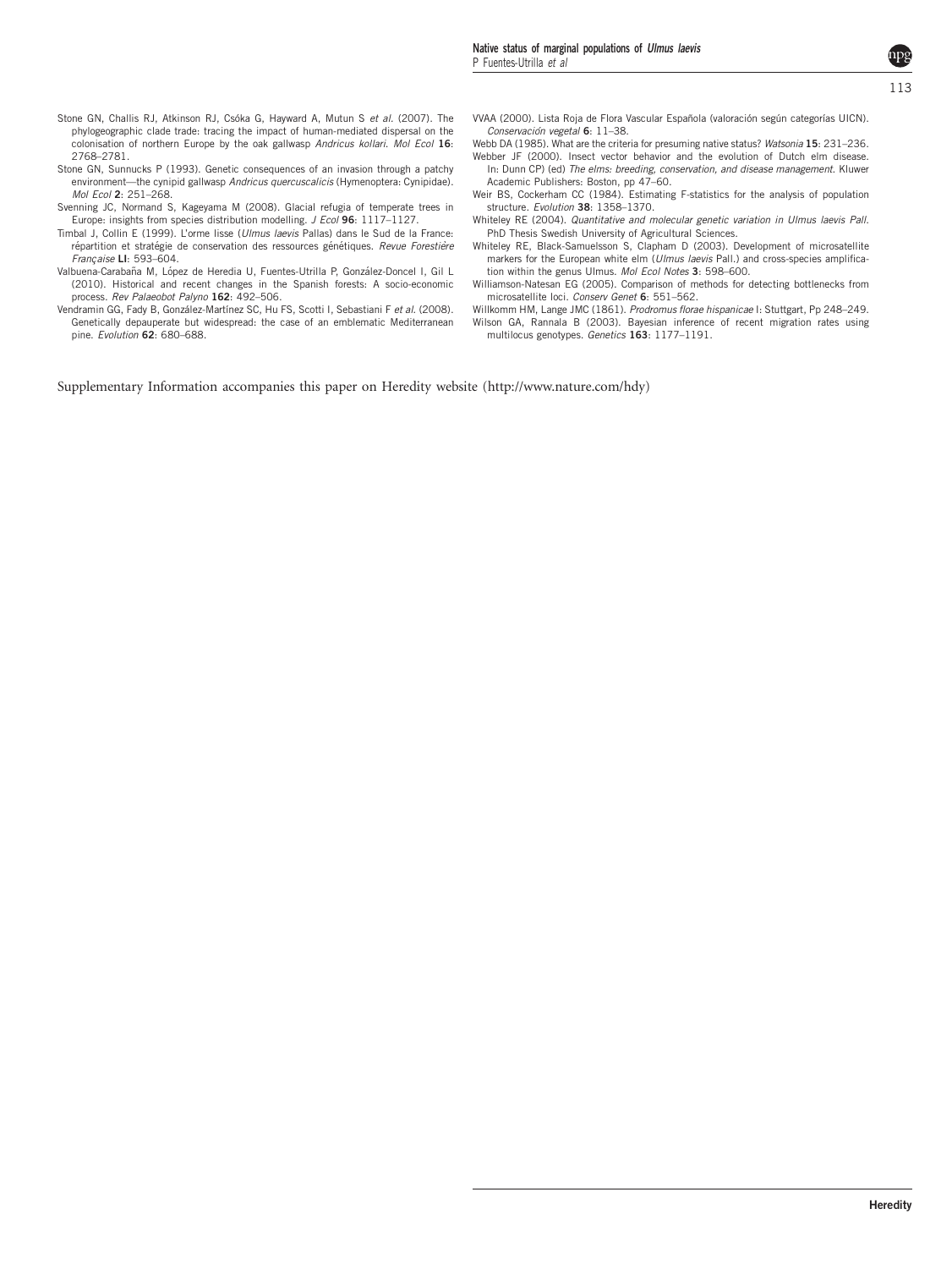Stone GN, Challis RJ, Atkinson RJ, Csóka G, Hayward A, Mutun S *et al*. (2007). The phylogeographic clade trade: tracing the impact of human-mediated dispersal on the colonisation of northern Europe by the oak gallwasp *Andricus kollari*. *Mol Ecol* **16**: 2768–2781.

Stone GN, Sunnucks P (1993). Genetic consequences of an invasion through a patchy environment—the cynipid gallwasp *Andricus quercuscalicis* (Hymenoptera: Cynipidae). *Mol Ecol* **2**: 251–268.

Svenning JC, Normand S, Kageyama M (2008). Glacial refugia of temperate trees in Europe: insights from species distribution modelling. *J Ecol* **96**: 1117–1127.

Timbal J, Collin E (1999). L'orme lisse (*Ulmus laevis* Pallas) dans le Sud de la France: répartition et stratégie de conservation des ressources génétiques. *Revue Forestière Française* **LI**: 593–604.

Valbuena-Carabaña M, López de Heredia U, Fuentes-Utrilla P, González-Doncel I, Gil L (2010). Historical and recent changes in the Spanish forests: A socio-economic process. *Rev Palaeobot Palyno* **162**: 492–506.

Vendramin GG, Fady B, González-Martínez SC, Hu FS, Scotti I, Sebastiani F *et al*. (2008). Genetically depauperate but widespread: the case of an emblematic Mediterranean pine. *Evolution* **62**: 680–688.

VVAA (2000). Lista Roja de Flora Vascular Española (valoración según categorías UICN). *Conservación vegetal* **6**: 11–38.

Webb DA (1985). What are the criteria for presuming native status? *Watsonia* **15**: 231–236.

Webber JF (2000). Insect vector behavior and the evolution of Dutch elm disease. In: Dunn CP) (ed) *The elms: breeding, conservation, and disease management*. Kluwer Academic Publishers: Boston, pp 47–60.

Weir BS, Cockerham CC (1984). Estimating F-statistics for the analysis of population structure. *Evolution* **38**: 1358–1370.

Whiteley RE (2004). *Quantitative and molecular genetic variation in Ulmus laevis Pall.* PhD Thesis Swedish University of Agricultural Sciences.

Whiteley RE, Black-Samuelsson S, Clapham D (2003). Development of microsatellite markers for the European white elm (*Ulmus laevis* Pall.) and cross-species amplification within the genus Ulmus. *Mol Ecol Notes* **3**: 598–600.

Williamson-Natesan EG (2005). Comparison of methods for detecting bottlenecks from microsatellite loci. *Conserv Genet* **6**: 551–562.

Willkomm HM, Lange JMC (1861). *Prodromus florae hispanicae* I: Stuttgart, Pp 248–249.

Wilson GA, Rannala B (2003). Bayesian inference of recent migration rates using multilocus genotypes. *Genetics* **163**: 1177–1191.

Supplementary Information accompanies this paper on Heredity website (http://www.nature.com/hdy)